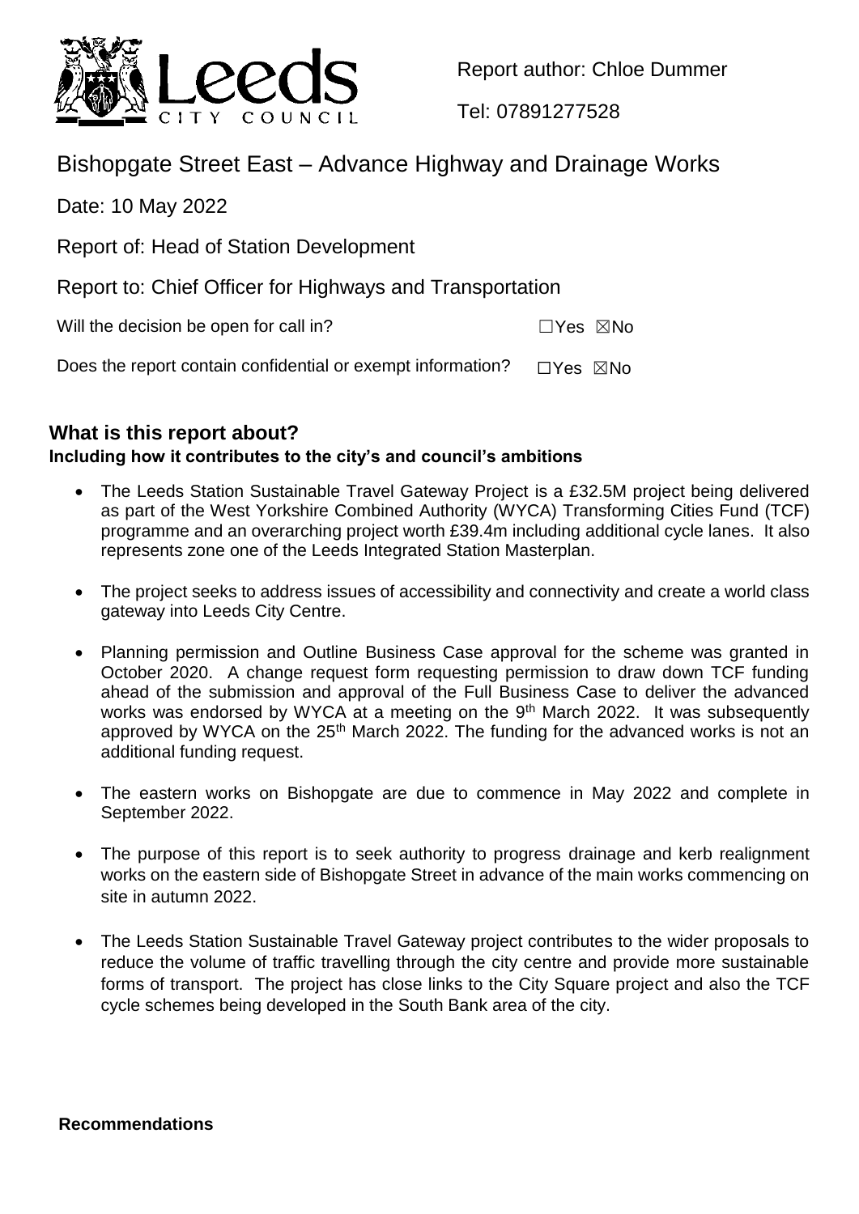Report author: Chloe Dummer

Tel: 07891277528

# Bishopgate Street East – Advance Highway and Drainage Works

Date: 10 May 2022

Report of: Head of Station Development

Report to: Chief Officer for Highways and Transportation

Will the decision be open for call in? ☐Yes ☒No

Does the report contain confidential or exempt information? ☐Yes ☒No

## What is this report about?

**Including how it contributes to the city's and council's ambitions**

- The Leeds Station Sustainable Travel Gateway Project is a £32.5M project being delivered as part of the West Yorkshire Combined Authority (WYCA) Transforming Cities Fund (TCF) programme and an overarching project worth £39.4m including additional cycle lanes. It also represents zone one of the Leeds Integrated Station Masterplan.
- The project seeks to address issues of accessibility and connectivity and create a world class gateway into Leeds City Centre.
- Planning permission and Outline Business Case approval for the scheme was granted in October 2020. A change request form requesting permission to draw down TCF funding ahead of the submission and approval of the Full Business Case to deliver the advanced works was endorsed by WYCA at a meeting on the 9th March 2022. It was subsequently approved by WYCA on the 25th March 2022. The funding for the advanced works is not an additional funding request.
- The eastern works on Bishopgate are due to commence in May 2022 and complete in September 2022.
- The purpose of this report is to seek authority to progress drainage and kerb realignment works on the eastern side of Bishopgate Street in advance of the main works commencing on site in autumn 2022.
- The Leeds Station Sustainable Travel Gateway project contributes to the wider proposals to reduce the volume of traffic travelling through the city centre and provide more sustainable forms of transport. The project has close links to the City Square project and also the TCF cycle schemes being developed in the South Bank area of the city.

**Recommendations**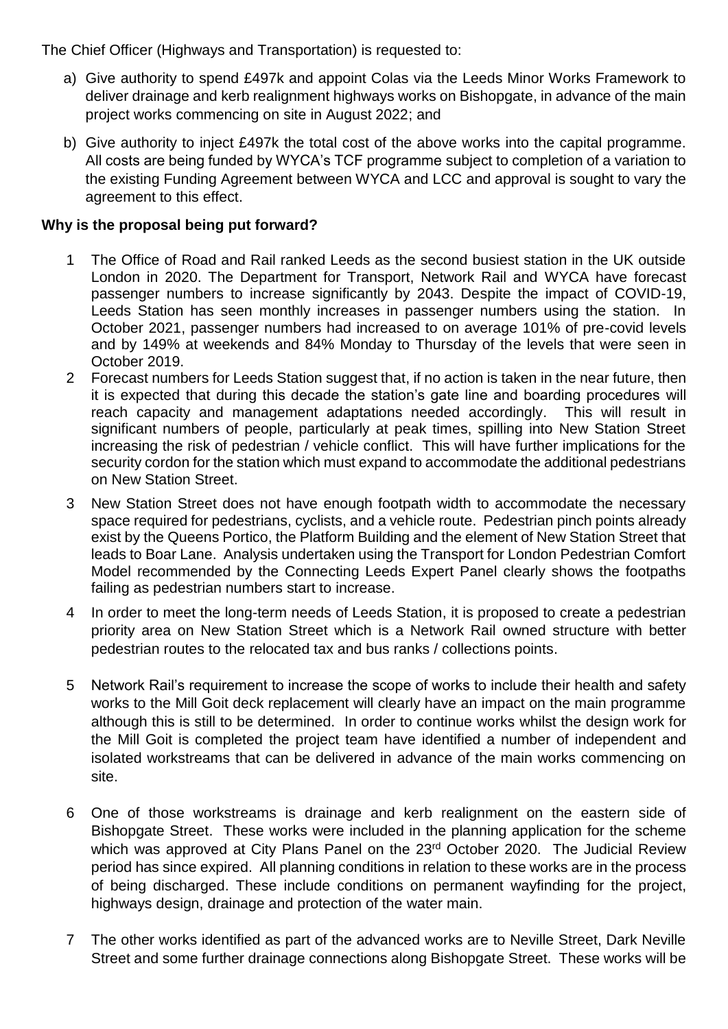The Chief Officer (Highways and Transportation) is requested to:

a) Give authority to spend £497k and appoint Colas via the Leeds Minor Works Framework to deliver drainage and kerb realignment highways works on Bishopgate, in advance of the main project works commencing on site in August 2022; and

b) Give authority to inject £497k the total cost of the above works into the capital programme. All costs are being funded by WYCA's TCF programme subject to completion of a variation to the existing Funding Agreement between WYCA and LCC and approval is sought to vary the agreement to this effect.

**Why is the proposal being put forward?**

1 The Office of Road and Rail ranked Leeds as the second busiest station in the UK outside London in 2020. The Department for Transport, Network Rail and WYCA have forecast passenger numbers to increase significantly by 2043. Despite the impact of COVID-19, Leeds Station has seen monthly increases in passenger numbers using the station. In October 2021, passenger numbers had increased to on average 101% of pre-covid levels and by 149% at weekends and 84% Monday to Thursday of the levels that were seen in October 2019.

2 Forecast numbers for Leeds Station suggest that, if no action is taken in the near future, then it is expected that during this decade the station's gate line and boarding procedures will reach capacity and management adaptations needed accordingly. This will result in significant numbers of people, particularly at peak times, spilling into New Station Street increasing the risk of pedestrian / vehicle conflict. This will have further implications for the security cordon for the station which must expand to accommodate the additional pedestrians on New Station Street.

3 New Station Street does not have enough footpath width to accommodate the necessary space required for pedestrians, cyclists, and a vehicle route. Pedestrian pinch points already exist by the Queens Portico, the Platform Building and the element of New Station Street that leads to Boar Lane. Analysis undertaken using the Transport for London Pedestrian Comfort Model recommended by the Connecting Leeds Expert Panel clearly shows the footpaths failing as pedestrian numbers start to increase.

4 In order to meet the long-term needs of Leeds Station, it is proposed to create a pedestrian priority area on New Station Street which is a Network Rail owned structure with better pedestrian routes to the relocated tax and bus ranks / collections points.

5 Network Rail's requirement to increase the scope of works to include their health and safety works to the Mill Goit deck replacement will clearly have an impact on the main programme although this is still to be determined. In order to continue works whilst the design work for the Mill Goit is completed the project team have identified a number of independent and isolated workstreams that can be delivered in advance of the main works commencing on site.

6 One of those workstreams is drainage and kerb realignment on the eastern side of Bishopgate Street. These works were included in the planning application for the scheme which was approved at City Plans Panel on the 23rd October 2020. The Judicial Review period has since expired. All planning conditions in relation to these works are in the process of being discharged. These include conditions on permanent wayfinding for the project, highways design, drainage and protection of the water main.

7 The other works identified as part of the advanced works are to Neville Street, Dark Neville Street and some further drainage connections along Bishopgate Street. These works will be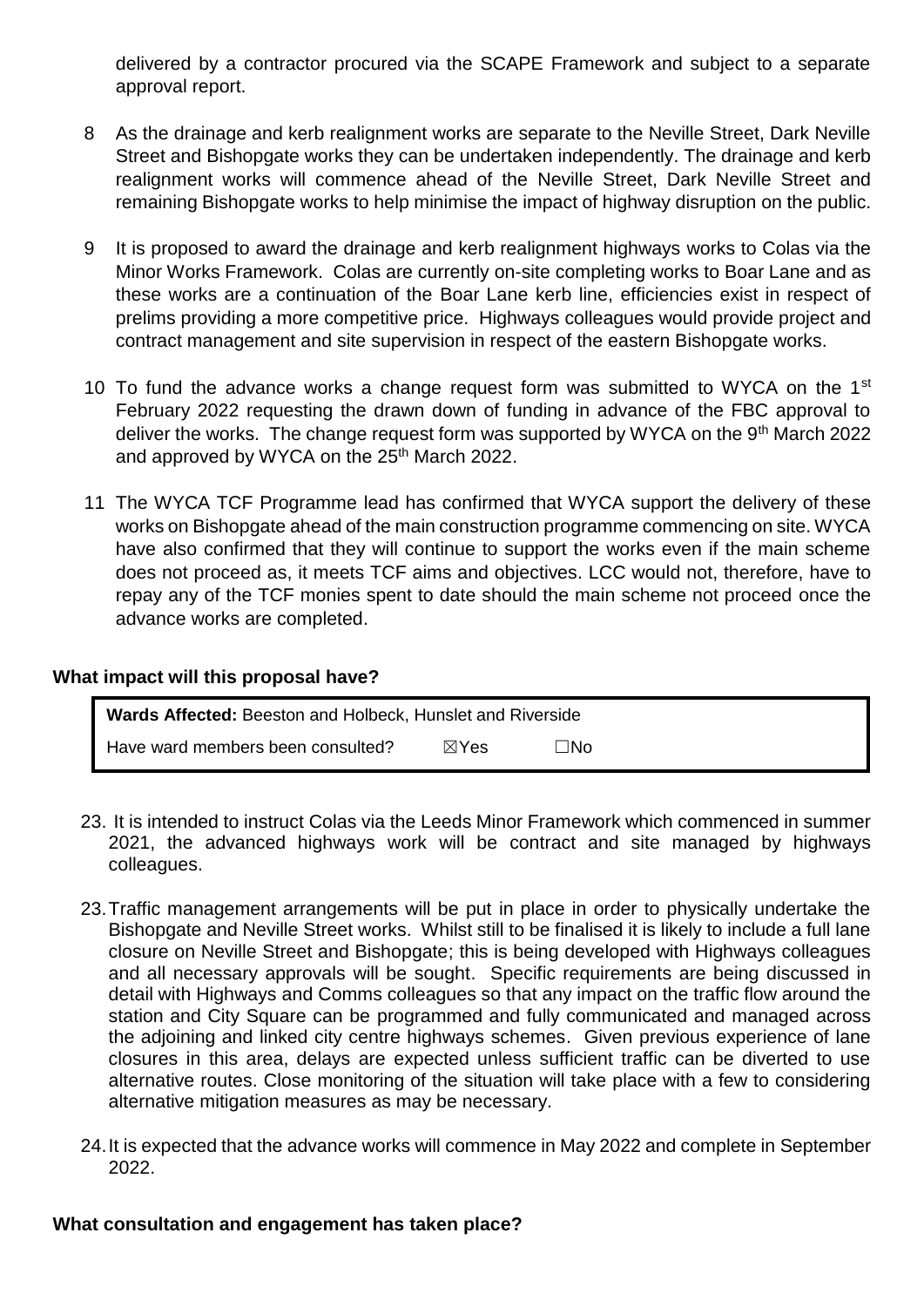delivered by a contractor procured via the SCAPE Framework and subject to a separate approval report.

8 As the drainage and kerb realignment works are separate to the Neville Street, Dark Neville Street and Bishopgate works they can be undertaken independently. The drainage and kerb realignment works will commence ahead of the Neville Street, Dark Neville Street and remaining Bishopgate works to help minimise the impact of highway disruption on the public.

9 It is proposed to award the drainage and kerb realignment highways works to Colas via the Minor Works Framework. Colas are currently on-site completing works to Boar Lane and as these works are a continuation of the Boar Lane kerb line, efficiencies exist in respect of prelims providing a more competitive price. Highways colleagues would provide project and contract management and site supervision in respect of the eastern Bishopgate works.

10 To fund the advance works a change request form was submitted to WYCA on the 1st February 2022 requesting the drawn down of funding in advance of the FBC approval to deliver the works. The change request form was supported by WYCA on the 9th March 2022 and approved by WYCA on the 25th March 2022.

11 The WYCA TCF Programme lead has confirmed that WYCA support the delivery of these works on Bishopgate ahead of the main construction programme commencing on site. WYCA have also confirmed that they will continue to support the works even if the main scheme does not proceed as, it meets TCF aims and objectives. LCC would not, therefore, have to repay any of the TCF monies spent to date should the main scheme not proceed once the advance works are completed.

**What impact will this proposal have?**

| | | |
|---|---|---|
| **Wards Affected:** Beeston and Holbeck, Hunslet and Riverside | | |
| Have ward members been consulted? | ☒Yes | ☐No |

23. It is intended to instruct Colas via the Leeds Minor Framework which commenced in summer 2021, the advanced highways work will be contract and site managed by highways colleagues.

23. Traffic management arrangements will be put in place in order to physically undertake the Bishopgate and Neville Street works. Whilst still to be finalised it is likely to include a full lane closure on Neville Street and Bishopgate; this is being developed with Highways colleagues and all necessary approvals will be sought. Specific requirements are being discussed in detail with Highways and Comms colleagues so that any impact on the traffic flow around the station and City Square can be programmed and fully communicated and managed across the adjoining and linked city centre highways schemes. Given previous experience of lane closures in this area, delays are expected unless sufficient traffic can be diverted to use alternative routes. Close monitoring of the situation will take place with a few to considering alternative mitigation measures as may be necessary.

24. It is expected that the advance works will commence in May 2022 and complete in September 2022.

**What consultation and engagement has taken place?**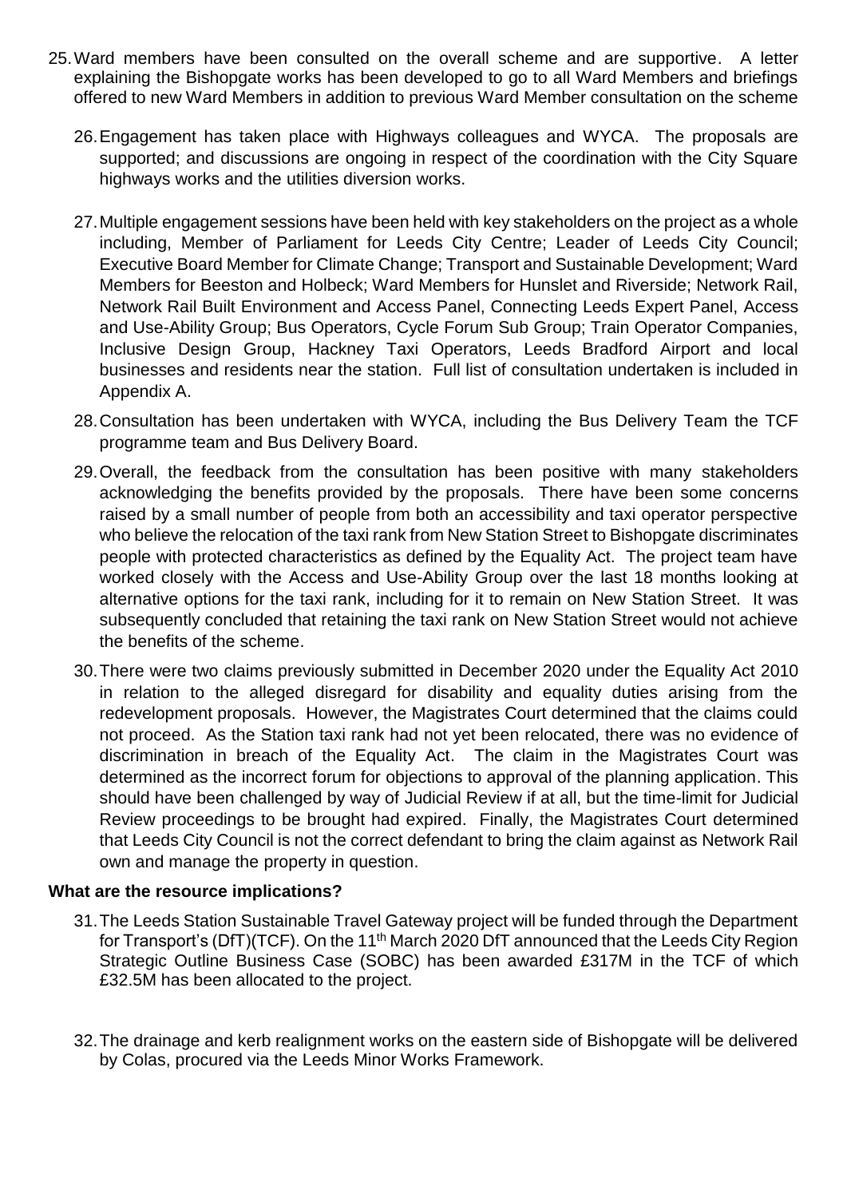25. Ward members have been consulted on the overall scheme and are supportive. A letter explaining the Bishopgate works has been developed to go to all Ward Members and briefings offered to new Ward Members in addition to previous Ward Member consultation on the scheme

26. Engagement has taken place with Highways colleagues and WYCA. The proposals are supported; and discussions are ongoing in respect of the coordination with the City Square highways works and the utilities diversion works.

27. Multiple engagement sessions have been held with key stakeholders on the project as a whole including, Member of Parliament for Leeds City Centre; Leader of Leeds City Council; Executive Board Member for Climate Change; Transport and Sustainable Development; Ward Members for Beeston and Holbeck; Ward Members for Hunslet and Riverside; Network Rail, Network Rail Built Environment and Access Panel, Connecting Leeds Expert Panel, Access and Use-Ability Group; Bus Operators, Cycle Forum Sub Group; Train Operator Companies, Inclusive Design Group, Hackney Taxi Operators, Leeds Bradford Airport and local businesses and residents near the station. Full list of consultation undertaken is included in Appendix A.

28. Consultation has been undertaken with WYCA, including the Bus Delivery Team the TCF programme team and Bus Delivery Board.

29. Overall, the feedback from the consultation has been positive with many stakeholders acknowledging the benefits provided by the proposals. There have been some concerns raised by a small number of people from both an accessibility and taxi operator perspective who believe the relocation of the taxi rank from New Station Street to Bishopgate discriminates people with protected characteristics as defined by the Equality Act. The project team have worked closely with the Access and Use-Ability Group over the last 18 months looking at alternative options for the taxi rank, including for it to remain on New Station Street. It was subsequently concluded that retaining the taxi rank on New Station Street would not achieve the benefits of the scheme.

30. There were two claims previously submitted in December 2020 under the Equality Act 2010 in relation to the alleged disregard for disability and equality duties arising from the redevelopment proposals. However, the Magistrates Court determined that the claims could not proceed. As the Station taxi rank had not yet been relocated, there was no evidence of discrimination in breach of the Equality Act. The claim in the Magistrates Court was determined as the incorrect forum for objections to approval of the planning application. This should have been challenged by way of Judicial Review if at all, but the time-limit for Judicial Review proceedings to be brought had expired. Finally, the Magistrates Court determined that Leeds City Council is not the correct defendant to bring the claim against as Network Rail own and manage the property in question.

**What are the resource implications?**

31. The Leeds Station Sustainable Travel Gateway project will be funded through the Department for Transport's (DfT)(TCF). On the 11th March 2020 DfT announced that the Leeds City Region Strategic Outline Business Case (SOBC) has been awarded £317M in the TCF of which £32.5M has been allocated to the project.

32. The drainage and kerb realignment works on the eastern side of Bishopgate will be delivered by Colas, procured via the Leeds Minor Works Framework.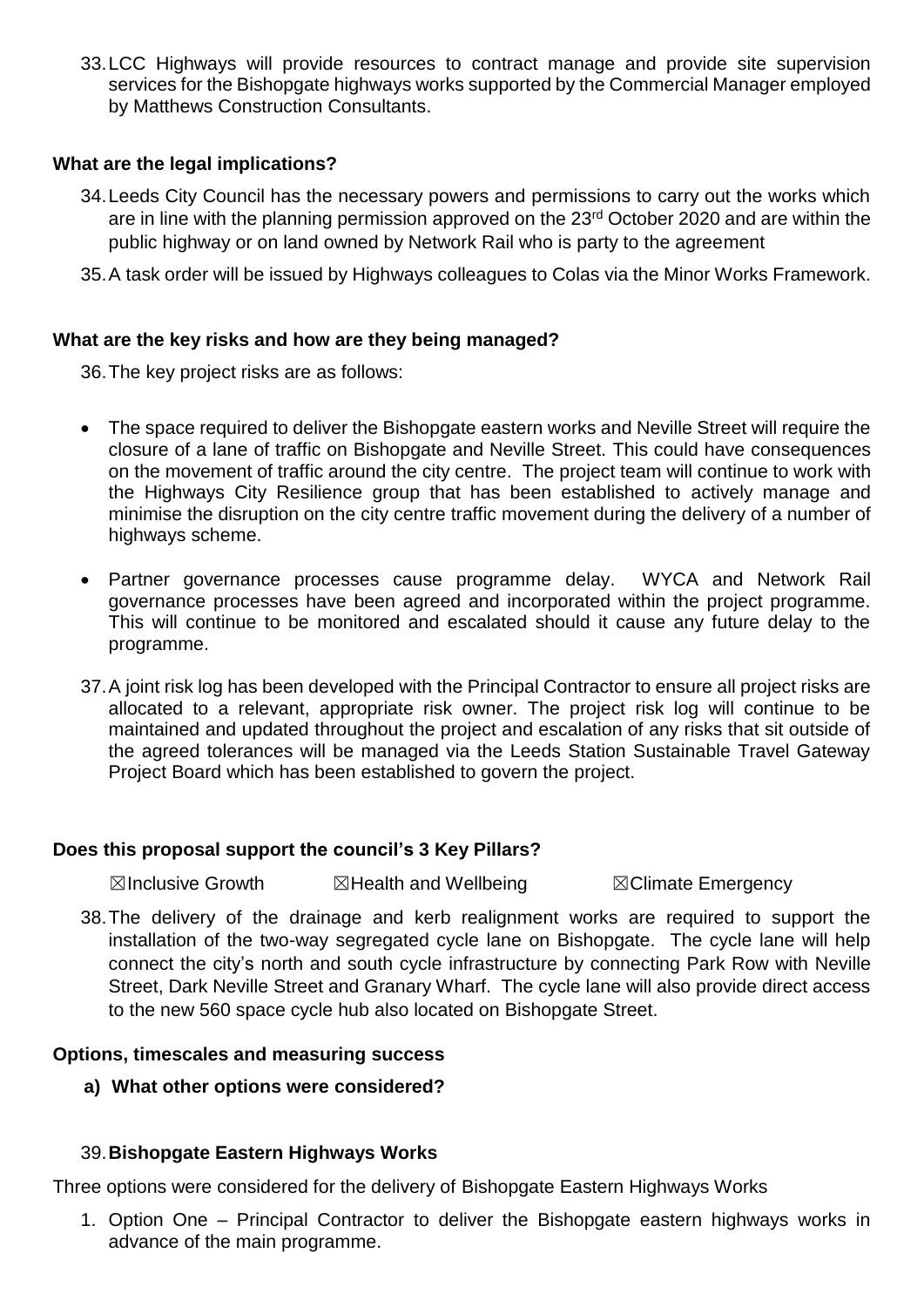33. LCC Highways will provide resources to contract manage and provide site supervision services for the Bishopgate highways works supported by the Commercial Manager employed by Matthews Construction Consultants.

**What are the legal implications?**

34. Leeds City Council has the necessary powers and permissions to carry out the works which are in line with the planning permission approved on the 23rd October 2020 and are within the public highway or on land owned by Network Rail who is party to the agreement

35. A task order will be issued by Highways colleagues to Colas via the Minor Works Framework.

**What are the key risks and how are they being managed?**

36. The key project risks are as follows:

- The space required to deliver the Bishopgate eastern works and Neville Street will require the closure of a lane of traffic on Bishopgate and Neville Street. This could have consequences on the movement of traffic around the city centre. The project team will continue to work with the Highways City Resilience group that has been established to actively manage and minimise the disruption on the city centre traffic movement during the delivery of a number of highways scheme.
- Partner governance processes cause programme delay. WYCA and Network Rail governance processes have been agreed and incorporated within the project programme. This will continue to be monitored and escalated should it cause any future delay to the programme.

37. A joint risk log has been developed with the Principal Contractor to ensure all project risks are allocated to a relevant, appropriate risk owner. The project risk log will continue to be maintained and updated throughout the project and escalation of any risks that sit outside of the agreed tolerances will be managed via the Leeds Station Sustainable Travel Gateway Project Board which has been established to govern the project.

**Does this proposal support the council's 3 Key Pillars?**

☒Inclusive Growth ☒Health and Wellbeing ☒Climate Emergency

38. The delivery of the drainage and kerb realignment works are required to support the installation of the two-way segregated cycle lane on Bishopgate. The cycle lane will help connect the city's north and south cycle infrastructure by connecting Park Row with Neville Street, Dark Neville Street and Granary Wharf. The cycle lane will also provide direct access to the new 560 space cycle hub also located on Bishopgate Street.

**Options, timescales and measuring success**

**a) What other options were considered?**

39. **Bishopgate Eastern Highways Works**

Three options were considered for the delivery of Bishopgate Eastern Highways Works

1. Option One – Principal Contractor to deliver the Bishopgate eastern highways works in advance of the main programme.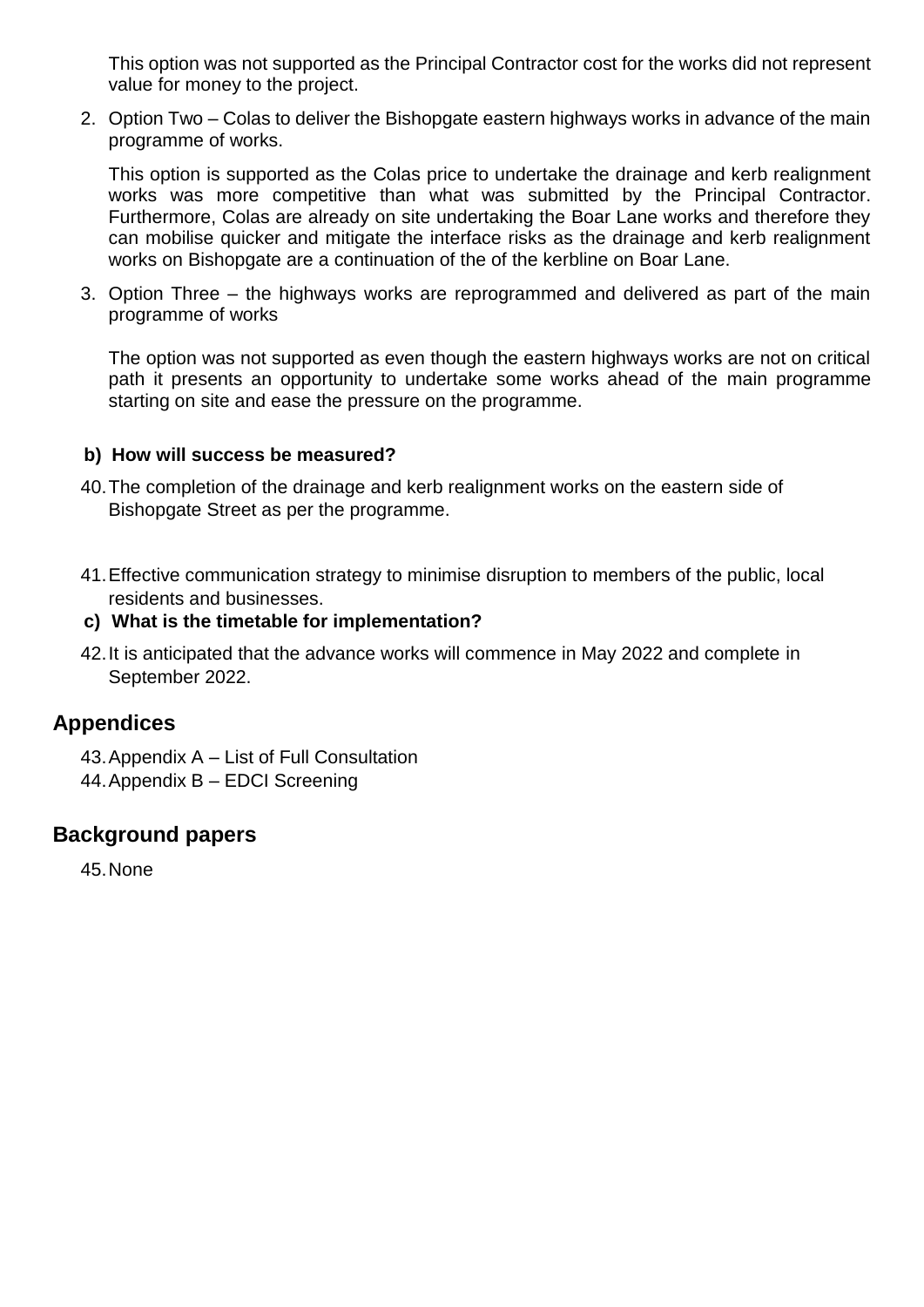This option was not supported as the Principal Contractor cost for the works did not represent value for money to the project.

2. Option Two – Colas to deliver the Bishopgate eastern highways works in advance of the main programme of works.

   This option is supported as the Colas price to undertake the drainage and kerb realignment works was more competitive than what was submitted by the Principal Contractor. Furthermore, Colas are already on site undertaking the Boar Lane works and therefore they can mobilise quicker and mitigate the interface risks as the drainage and kerb realignment works on Bishopgate are a continuation of the of the kerbline on Boar Lane.

3. Option Three – the highways works are reprogrammed and delivered as part of the main programme of works

   The option was not supported as even though the eastern highways works are not on critical path it presents an opportunity to undertake some works ahead of the main programme starting on site and ease the pressure on the programme.

**b) How will success be measured?**

40. The completion of the drainage and kerb realignment works on the eastern side of Bishopgate Street as per the programme.

41. Effective communication strategy to minimise disruption to members of the public, local residents and businesses.

**c) What is the timetable for implementation?**

42. It is anticipated that the advance works will commence in May 2022 and complete in September 2022.

## Appendices

43. Appendix A – List of Full Consultation
44. Appendix B – EDCI Screening

## Background papers

45. None